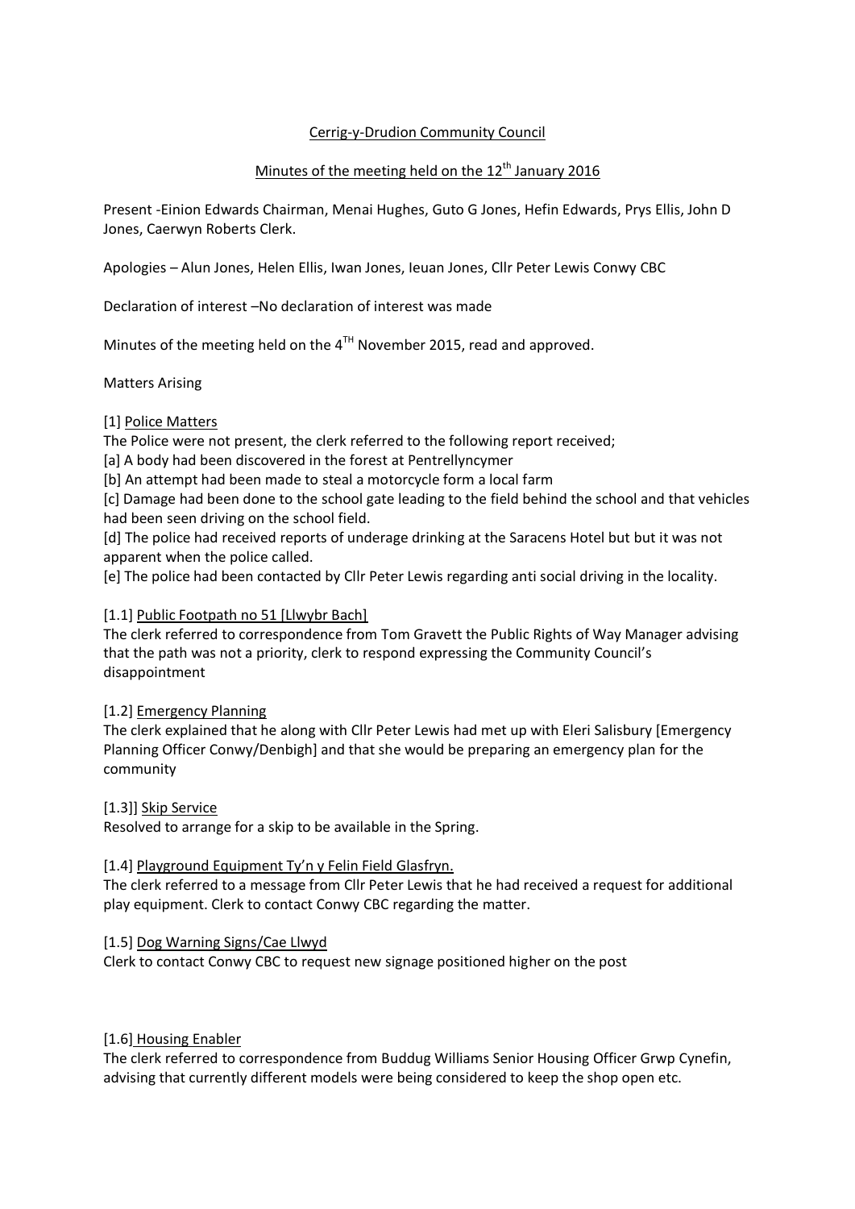# Cerrig-y-Drudion Community Council

## Minutes of the meeting held on the 12th January 2016

Present -Einion Edwards Chairman, Menai Hughes, Guto G Jones, Hefin Edwards, Prys Ellis, John D Jones, Caerwyn Roberts Clerk.

Apologies – Alun Jones, Helen Ellis, Iwan Jones, Ieuan Jones, Cllr Peter Lewis Conwy CBC

Declaration of interest –No declaration of interest was made

Minutes of the meeting held on the 4TH November 2015, read and approved.

Matters Arising

[1] Police Matters

The Police were not present, the clerk referred to the following report received;

[a] A body had been discovered in the forest at Pentrellyncymer

[b] An attempt had been made to steal a motorcycle form a local farm

[c] Damage had been done to the school gate leading to the field behind the school and that vehicles had been seen driving on the school field.

[d] The police had received reports of underage drinking at the Saracens Hotel but but it was not apparent when the police called.

[e] The police had been contacted by Cllr Peter Lewis regarding anti social driving in the locality.

[1.1] Public Footpath no 51 [Llwybr Bach]

The clerk referred to correspondence from Tom Gravett the Public Rights of Way Manager advising that the path was not a priority, clerk to respond expressing the Community Council's disappointment

[1.2] Emergency Planning

The clerk explained that he along with Cllr Peter Lewis had met up with Eleri Salisbury [Emergency Planning Officer Conwy/Denbigh] and that she would be preparing an emergency plan for the community

[1.3]] Skip Service

Resolved to arrange for a skip to be available in the Spring.

[1.4] Playground Equipment Ty'n y Felin Field Glasfryn.

The clerk referred to a message from Cllr Peter Lewis that he had received a request for additional play equipment. Clerk to contact Conwy CBC regarding the matter.

[1.5] Dog Warning Signs/Cae Llwyd

Clerk to contact Conwy CBC to request new signage positioned higher on the post

[1.6] Housing Enabler

The clerk referred to correspondence from Buddug Williams Senior Housing Officer Grwp Cynefin, advising that currently different models were being considered to keep the shop open etc.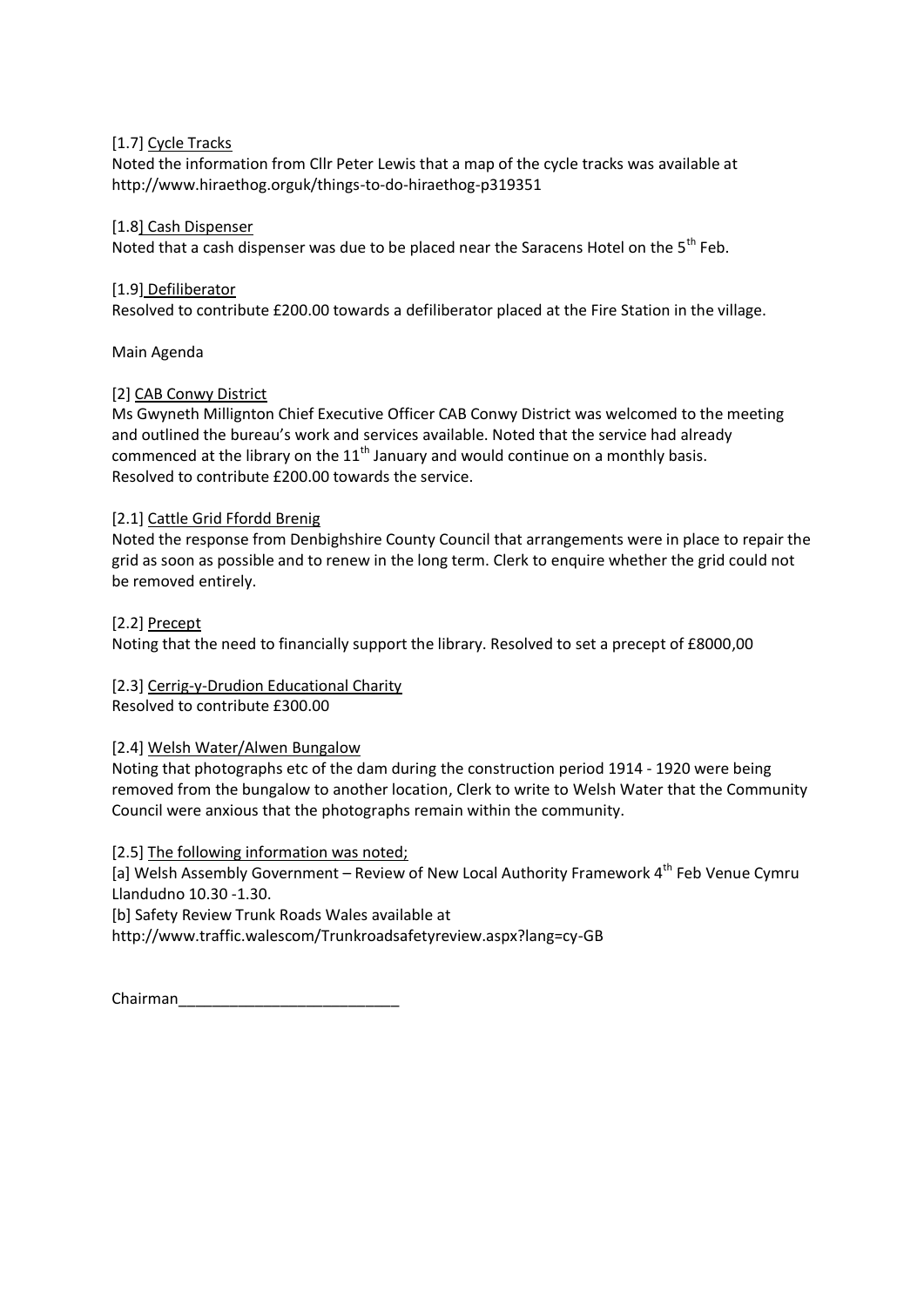[1.7] Cycle Tracks

Noted the information from Cllr Peter Lewis that a map of the cycle tracks was available at http://www.hiraethog.orguk/things-to-do-hiraethog-p319351

[1.8] Cash Dispenser

Noted that a cash dispenser was due to be placed near the Saracens Hotel on the 5th Feb.

[1.9] Defiliberator

Resolved to contribute £200.00 towards a defiliberator placed at the Fire Station in the village.

Main Agenda

[2] CAB Conwy District

Ms Gwyneth Millignton Chief Executive Officer CAB Conwy District was welcomed to the meeting and outlined the bureau's work and services available. Noted that the service had already commenced at the library on the 11th January and would continue on a monthly basis. Resolved to contribute £200.00 towards the service.

[2.1] Cattle Grid Ffordd Brenig

Noted the response from Denbighshire County Council that arrangements were in place to repair the grid as soon as possible and to renew in the long term. Clerk to enquire whether the grid could not be removed entirely.

[2.2] Precept

Noting that the need to financially support the library. Resolved to set a precept of £8000,00

[2.3] Cerrig-y-Drudion Educational Charity

Resolved to contribute £300.00

[2.4] Welsh Water/Alwen Bungalow

Noting that photographs etc of the dam during the construction period 1914 - 1920 were being removed from the bungalow to another location, Clerk to write to Welsh Water that the Community Council were anxious that the photographs remain within the community.

[2.5] The following information was noted;

[a] Welsh Assembly Government – Review of New Local Authority Framework 4th Feb Venue Cymru Llandudno 10.30 -1.30.

[b] Safety Review Trunk Roads Wales available at http://www.traffic.walescom/Trunkroadsafetyreview.aspx?lang=cy-GB

Chairman__________________________